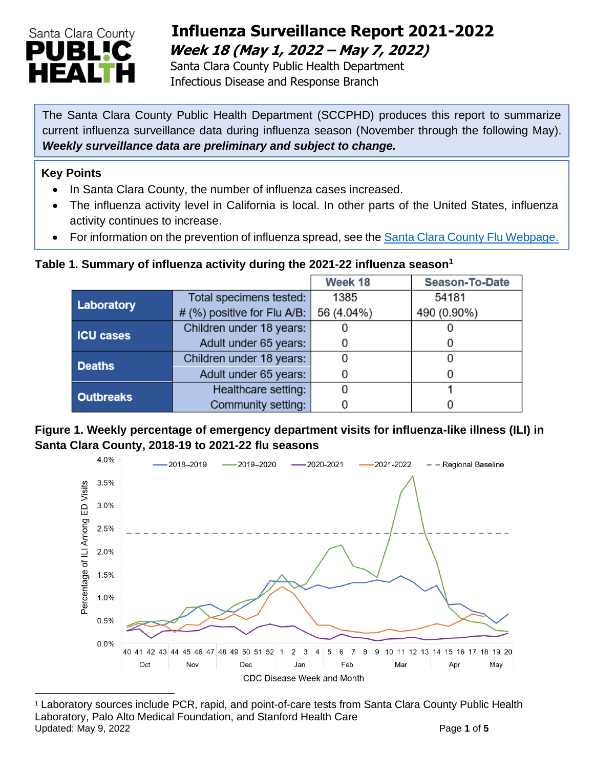# Influenza Surveillance Report 2021-2022

## *Week 18 (May 1, 2022 – May 7, 2022)*

Santa Clara County Public Health Department
Infectious Disease and Response Branch

The Santa Clara County Public Health Department (SCCPHD) produces this report to summarize current influenza surveillance data during influenza season (November through the following May). ***Weekly surveillance data are preliminary and subject to change.***

### Key Points

- In Santa Clara County, the number of influenza cases increased.
- The influenza activity level in California is local. In other parts of the United States, influenza activity continues to increase.
- For information on the prevention of influenza spread, see the [Santa Clara County Flu Webpage.](#)

**Table 1. Summary of influenza activity during the 2021-22 influenza season[1]**

| | | Week 18 | Season-To-Date |
|---|---|---|---|
| **Laboratory** | Total specimens tested: | 1385 | 54181 |
| | # (%) positive for Flu A/B: | 56 (4.04%) | 490 (0.90%) |
| **ICU cases** | Children under 18 years: | 0 | 0 |
| | Adult under 65 years: | 0 | 0 |
| **Deaths** | Children under 18 years: | 0 | 0 |
| | Adult under 65 years: | 0 | 0 |
| **Outbreaks** | Healthcare setting: | 0 | 1 |
| | Community setting: | 0 | 0 |

**Figure 1. Weekly percentage of emergency department visits for influenza-like illness (ILI) in Santa Clara County, 2018-19 to 2021-22 flu seasons**

[1] Laboratory sources include PCR, rapid, and point-of-care tests from Santa Clara County Public Health Laboratory, Palo Alto Medical Foundation, and Stanford Health Care

Updated: May 9, 2022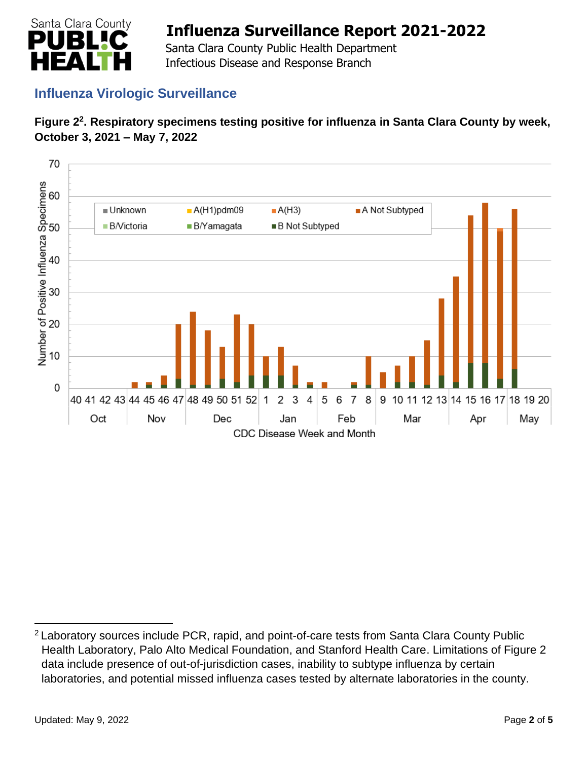## Influenza Virologic Surveillance

**Figure 2[2]. Respiratory specimens testing positive for influenza in Santa Clara County by week, October 3, 2021 – May 7, 2022**

[2] Laboratory sources include PCR, rapid, and point-of-care tests from Santa Clara County Public Health Laboratory, Palo Alto Medical Foundation, and Stanford Health Care. Limitations of Figure 2 data include presence of out-of-jurisdiction cases, inability to subtype influenza by certain laboratories, and potential missed influenza cases tested by alternate laboratories in the county.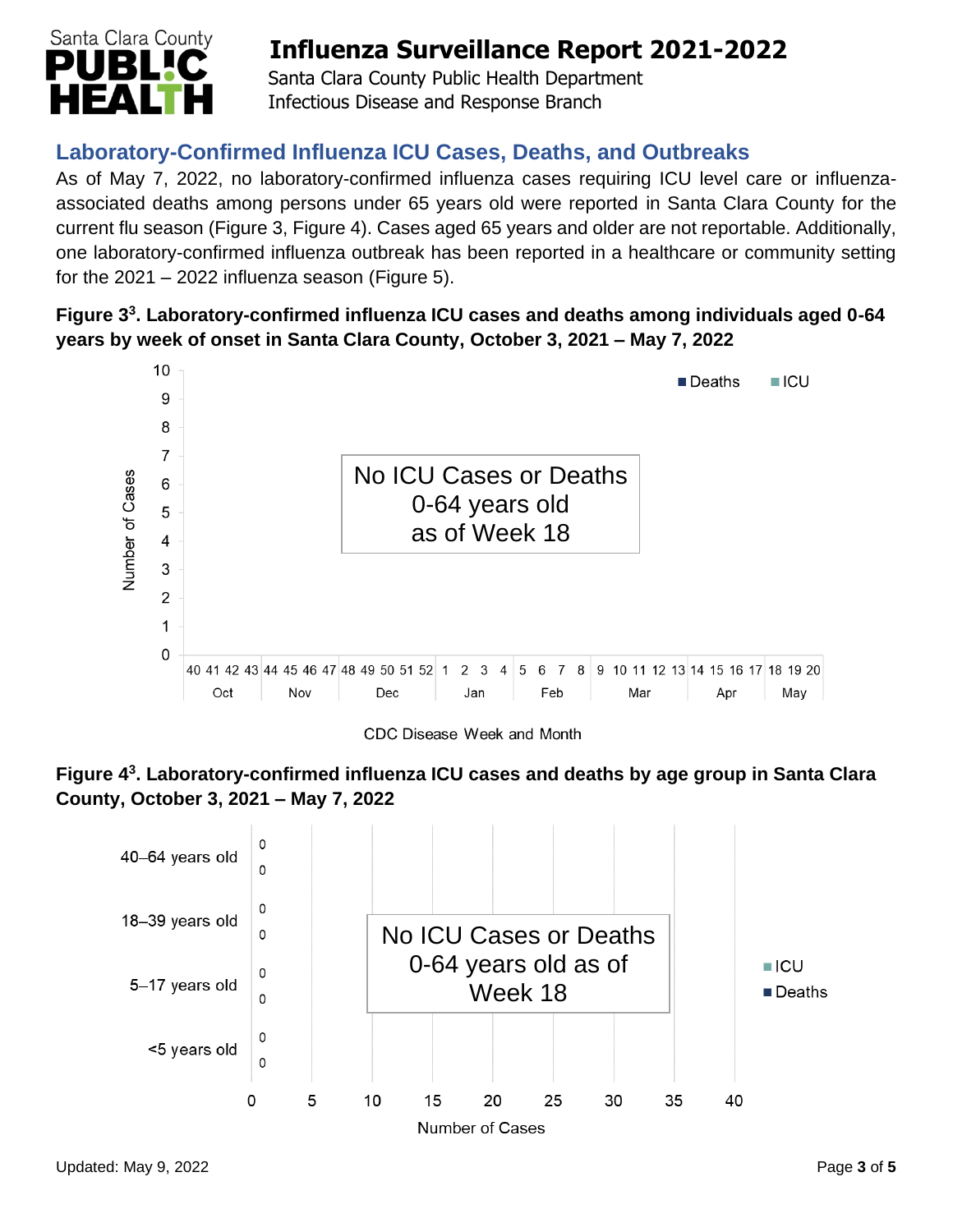## Laboratory-Confirmed Influenza ICU Cases, Deaths, and Outbreaks

As of May 7, 2022, no laboratory-confirmed influenza cases requiring ICU level care or influenza-associated deaths among persons under 65 years old were reported in Santa Clara County for the current flu season (Figure 3, Figure 4). Cases aged 65 years and older are not reportable. Additionally, one laboratory-confirmed influenza outbreak has been reported in a healthcare or community setting for the 2021 – 2022 influenza season (Figure 5).

**Figure 3[3]. Laboratory-confirmed influenza ICU cases and deaths among individuals aged 0-64 years by week of onset in Santa Clara County, October 3, 2021 – May 7, 2022**

No ICU Cases or Deaths 0-64 years old as of Week 18

**Figure 4[3]. Laboratory-confirmed influenza ICU cases and deaths by age group in Santa Clara County, October 3, 2021 – May 7, 2022**

No ICU Cases or Deaths 0-64 years old as of Week 18

| Age group | ICU | Deaths |
| --- | --- | --- |
| 40–64 years old | 0 | 0 |
| 18–39 years old | 0 | 0 |
| 5–17 years old | 0 | 0 |
| <5 years old | 0 | 0 |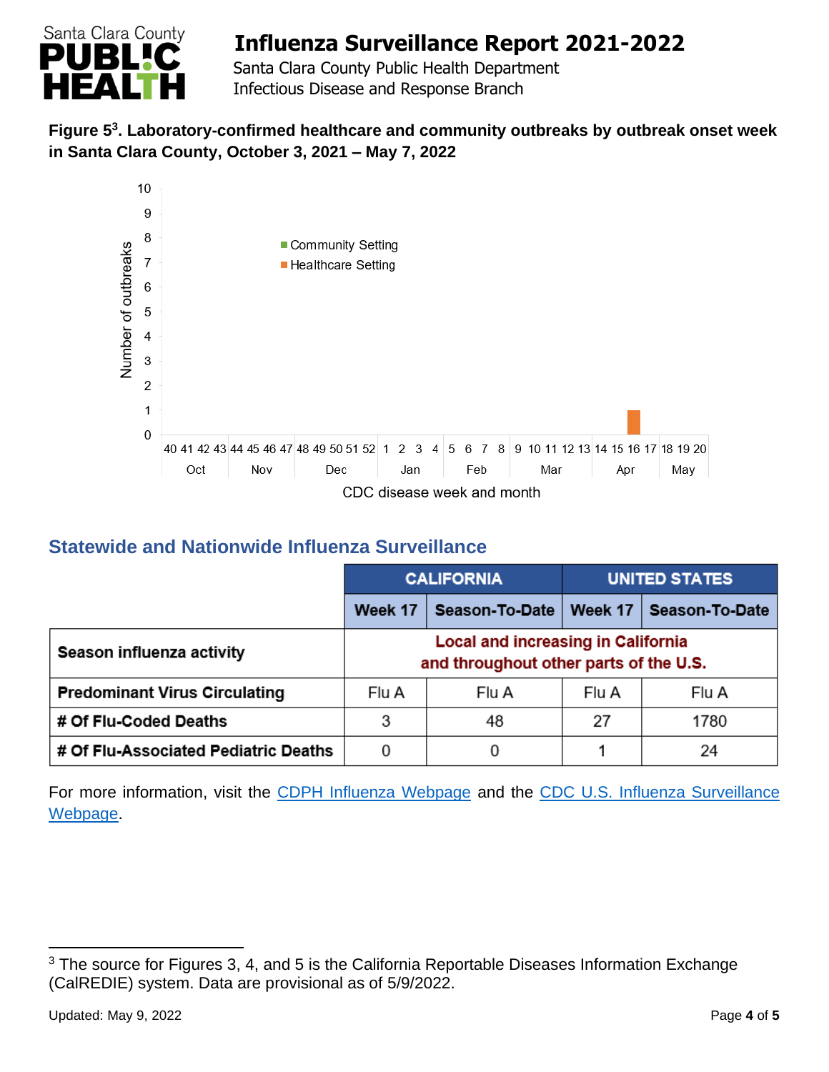**Figure 5[3]. Laboratory-confirmed healthcare and community outbreaks by outbreak onset week in Santa Clara County, October 3, 2021 – May 7, 2022**

## Statewide and Nationwide Influenza Surveillance

| | CALIFORNIA | | UNITED STATES | |
|---|---|---|---|---|
| | Week 17 | Season-To-Date | Week 17 | Season-To-Date |
| Season influenza activity | Local and increasing in California and throughout other parts of the U.S. | | | |
| Predominant Virus Circulating | Flu A | Flu A | Flu A | Flu A |
| # Of Flu-Coded Deaths | 3 | 48 | 27 | 1780 |
| # Of Flu-Associated Pediatric Deaths | 0 | 0 | 1 | 24 |

For more information, visit the CDPH Influenza Webpage and the CDC U.S. Influenza Surveillance Webpage.

---

[3] The source for Figures 3, 4, and 5 is the California Reportable Diseases Information Exchange (CalREDIE) system. Data are provisional as of 5/9/2022.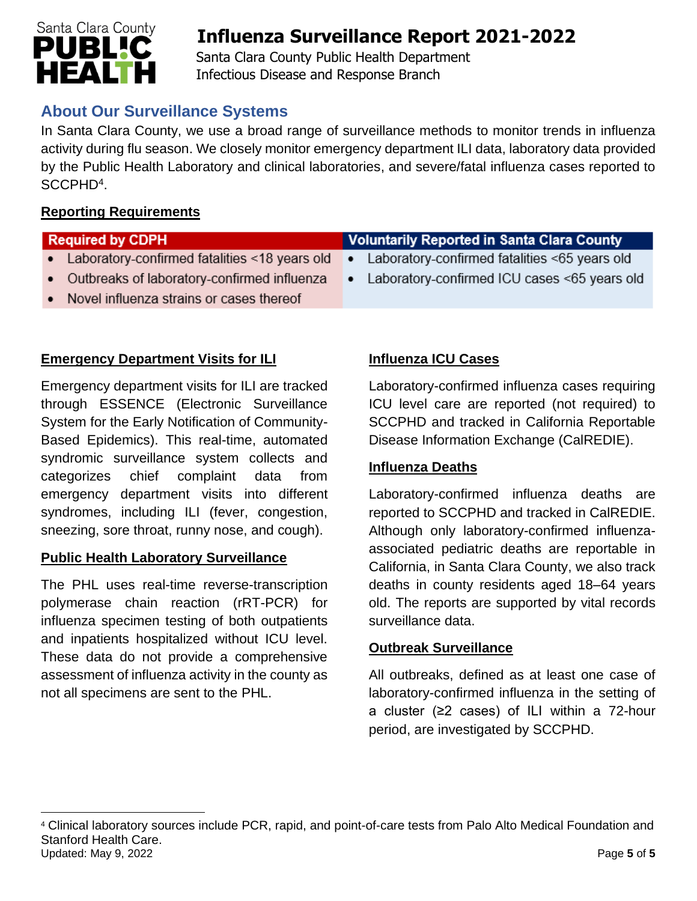# Influenza Surveillance Report 2021-2022

Santa Clara County Public Health Department
Infectious Disease and Response Branch

## About Our Surveillance Systems

In Santa Clara County, we use a broad range of surveillance methods to monitor trends in influenza activity during flu season. We closely monitor emergency department ILI data, laboratory data provided by the Public Health Laboratory and clinical laboratories, and severe/fatal influenza cases reported to SCCPHD[4].

### Reporting Requirements

| Required by CDPH | Voluntarily Reported in Santa Clara County |
|---|---|
| • Laboratory-confirmed fatalities <18 years old | • Laboratory-confirmed fatalities <65 years old |
| • Outbreaks of laboratory-confirmed influenza | • Laboratory-confirmed ICU cases <65 years old |
| • Novel influenza strains or cases thereof | |

### Emergency Department Visits for ILI

Emergency department visits for ILI are tracked through ESSENCE (Electronic Surveillance System for the Early Notification of Community-Based Epidemics). This real-time, automated syndromic surveillance system collects and categorizes chief complaint data from emergency department visits into different syndromes, including ILI (fever, congestion, sneezing, sore throat, runny nose, and cough).

### Public Health Laboratory Surveillance

The PHL uses real-time reverse-transcription polymerase chain reaction (rRT-PCR) for influenza specimen testing of both outpatients and inpatients hospitalized without ICU level. These data do not provide a comprehensive assessment of influenza activity in the county as not all specimens are sent to the PHL.

### Influenza ICU Cases

Laboratory-confirmed influenza cases requiring ICU level care are reported (not required) to SCCPHD and tracked in California Reportable Disease Information Exchange (CalREDIE).

### Influenza Deaths

Laboratory-confirmed influenza deaths are reported to SCCPHD and tracked in CalREDIE. Although only laboratory-confirmed influenza-associated pediatric deaths are reportable in California, in Santa Clara County, we also track deaths in county residents aged 18–64 years old. The reports are supported by vital records surveillance data.

### Outbreak Surveillance

All outbreaks, defined as at least one case of laboratory-confirmed influenza in the setting of a cluster (≥2 cases) of ILI within a 72-hour period, are investigated by SCCPHD.

---

[4] Clinical laboratory sources include PCR, rapid, and point-of-care tests from Palo Alto Medical Foundation and Stanford Health Care.

Updated: May 9, 2022